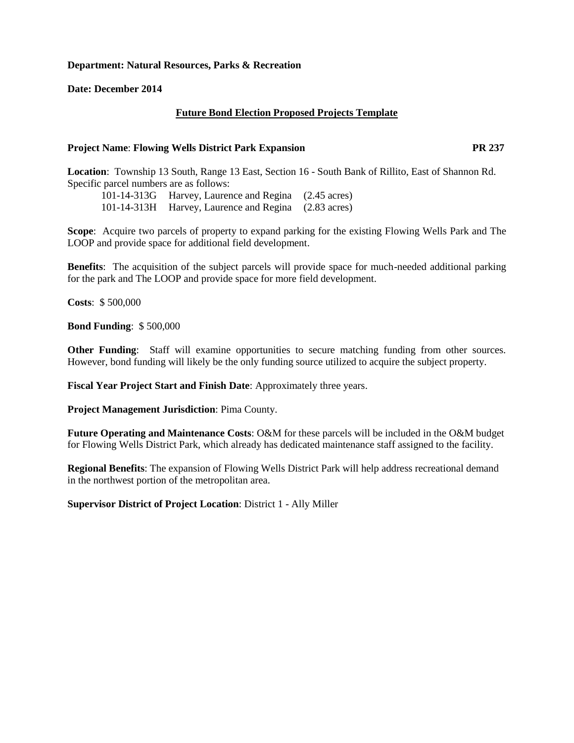**Department: Natural Resources, Parks & Recreation**

**Date: December 2014**

## Future Bond Election Proposed Projects Template

**Project Name**: **Flowing Wells District Park Expansion** **PR 237**

**Location**: Township 13 South, Range 13 East, Section 16 - South Bank of Rillito, East of Shannon Rd. Specific parcel numbers are as follows:

| | | |
|---|---|---|
| 101-14-313G | Harvey, Laurence and Regina | (2.45 acres) |
| 101-14-313H | Harvey, Laurence and Regina | (2.83 acres) |

**Scope**: Acquire two parcels of property to expand parking for the existing Flowing Wells Park and The LOOP and provide space for additional field development.

**Benefits**: The acquisition of the subject parcels will provide space for much-needed additional parking for the park and The LOOP and provide space for more field development.

**Costs**: $ 500,000

**Bond Funding**: $ 500,000

**Other Funding**: Staff will examine opportunities to secure matching funding from other sources. However, bond funding will likely be the only funding source utilized to acquire the subject property.

**Fiscal Year Project Start and Finish Date**: Approximately three years.

**Project Management Jurisdiction**: Pima County.

**Future Operating and Maintenance Costs**: O&M for these parcels will be included in the O&M budget for Flowing Wells District Park, which already has dedicated maintenance staff assigned to the facility.

**Regional Benefits**: The expansion of Flowing Wells District Park will help address recreational demand in the northwest portion of the metropolitan area.

**Supervisor District of Project Location**: District 1 - Ally Miller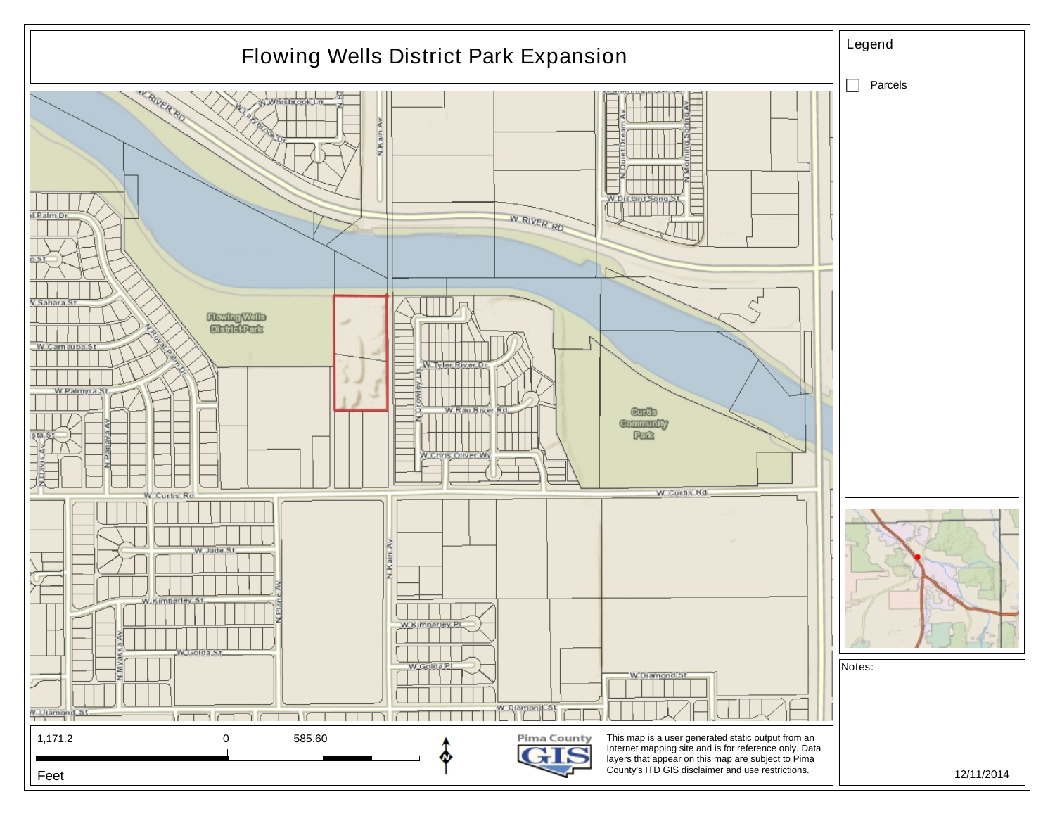# Flowing Wells District Park Expansion

Legend

Parcels

Flowing Wells District Park

Curtis Community Park

W RIVER RD

W Whisbrook Ln

W Laybrook Dr

N Kain Av

N Quiet Dream Av

N Morning Spring Av

W Distant Song St

Palm Dr

W Sahara St

W Carnauba St

N Royal Palm Dr

W Palmyra St

N Papaya Av

N Davis Av

W Tyler River Dr

N Crowley Ln

W Rau River Rd

W Chris Oliver Wy

W Curtis Rd

W Jade St

W Kimberley St

N Plame Av

N Myakka Av

W Golda St

W Diamond St

W Kimberley Pl

W Golda Pl

W Diamond St

1,171.2 0 585.60

Feet

Pima County GIS

This map is a user generated static output from an Internet mapping site and is for reference only. Data layers that appear on this map are subject to Pima County's ITD GIS disclaimer and use restrictions.

Notes:

12/11/2014